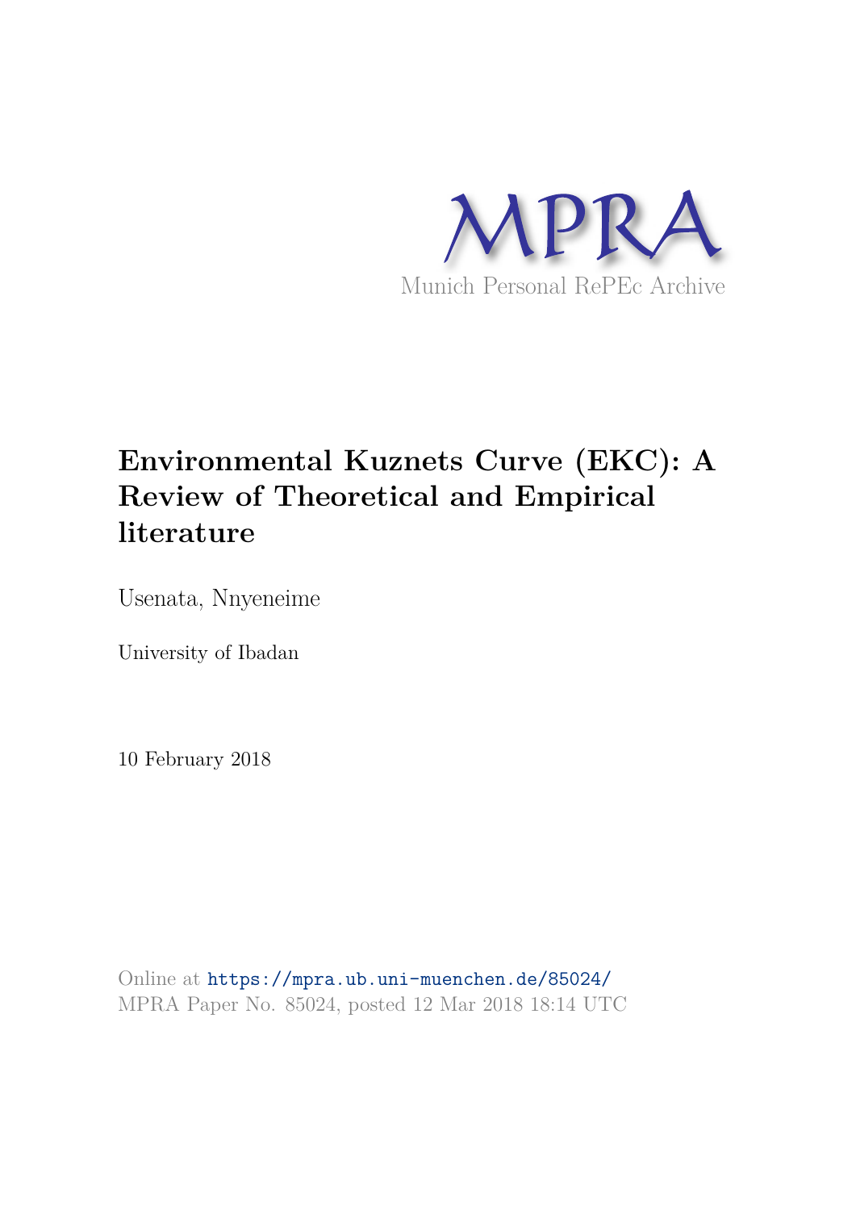MPRA

Munich Personal RePEc Archive

# Environmental Kuznets Curve (EKC): A Review of Theoretical and Empirical literature

Usenata, Nnyeneime

University of Ibadan

10 February 2018

Online at https://mpra.ub.uni-muenchen.de/85024/
MPRA Paper No. 85024, posted 12 Mar 2018 18:14 UTC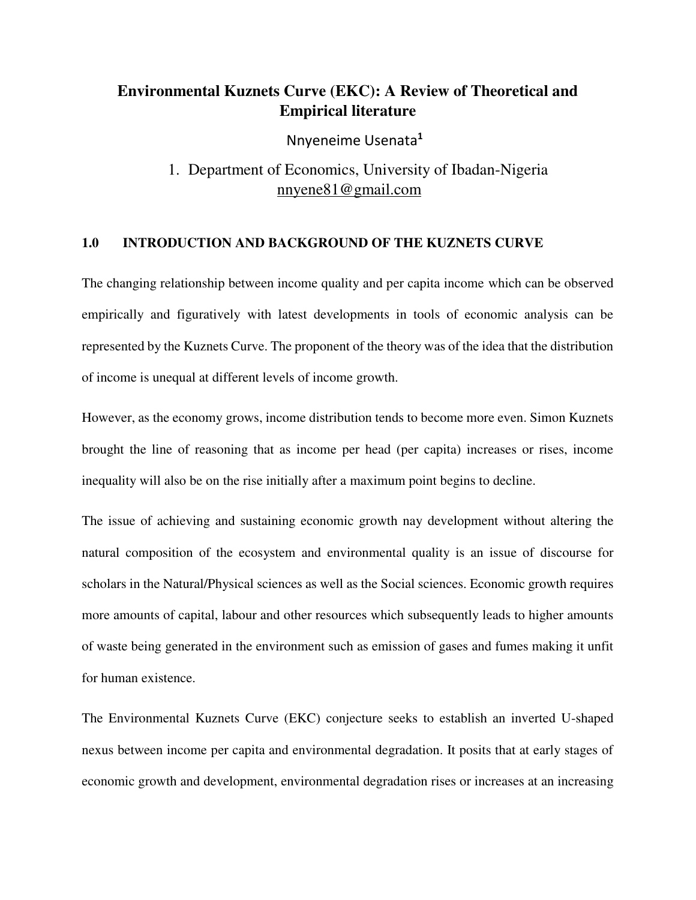# Environmental Kuznets Curve (EKC): A Review of Theoretical and Empirical literature

Nnyeneime Usenata[1]

1. Department of Economics, University of Ibadan-Nigeria
nnyene81@gmail.com

## 1.0 INTRODUCTION AND BACKGROUND OF THE KUZNETS CURVE

The changing relationship between income quality and per capita income which can be observed empirically and figuratively with latest developments in tools of economic analysis can be represented by the Kuznets Curve. The proponent of the theory was of the idea that the distribution of income is unequal at different levels of income growth.

However, as the economy grows, income distribution tends to become more even. Simon Kuznets brought the line of reasoning that as income per head (per capita) increases or rises, income inequality will also be on the rise initially after a maximum point begins to decline.

The issue of achieving and sustaining economic growth nay development without altering the natural composition of the ecosystem and environmental quality is an issue of discourse for scholars in the Natural/Physical sciences as well as the Social sciences. Economic growth requires more amounts of capital, labour and other resources which subsequently leads to higher amounts of waste being generated in the environment such as emission of gases and fumes making it unfit for human existence.

The Environmental Kuznets Curve (EKC) conjecture seeks to establish an inverted U-shaped nexus between income per capita and environmental degradation. It posits that at early stages of economic growth and development, environmental degradation rises or increases at an increasing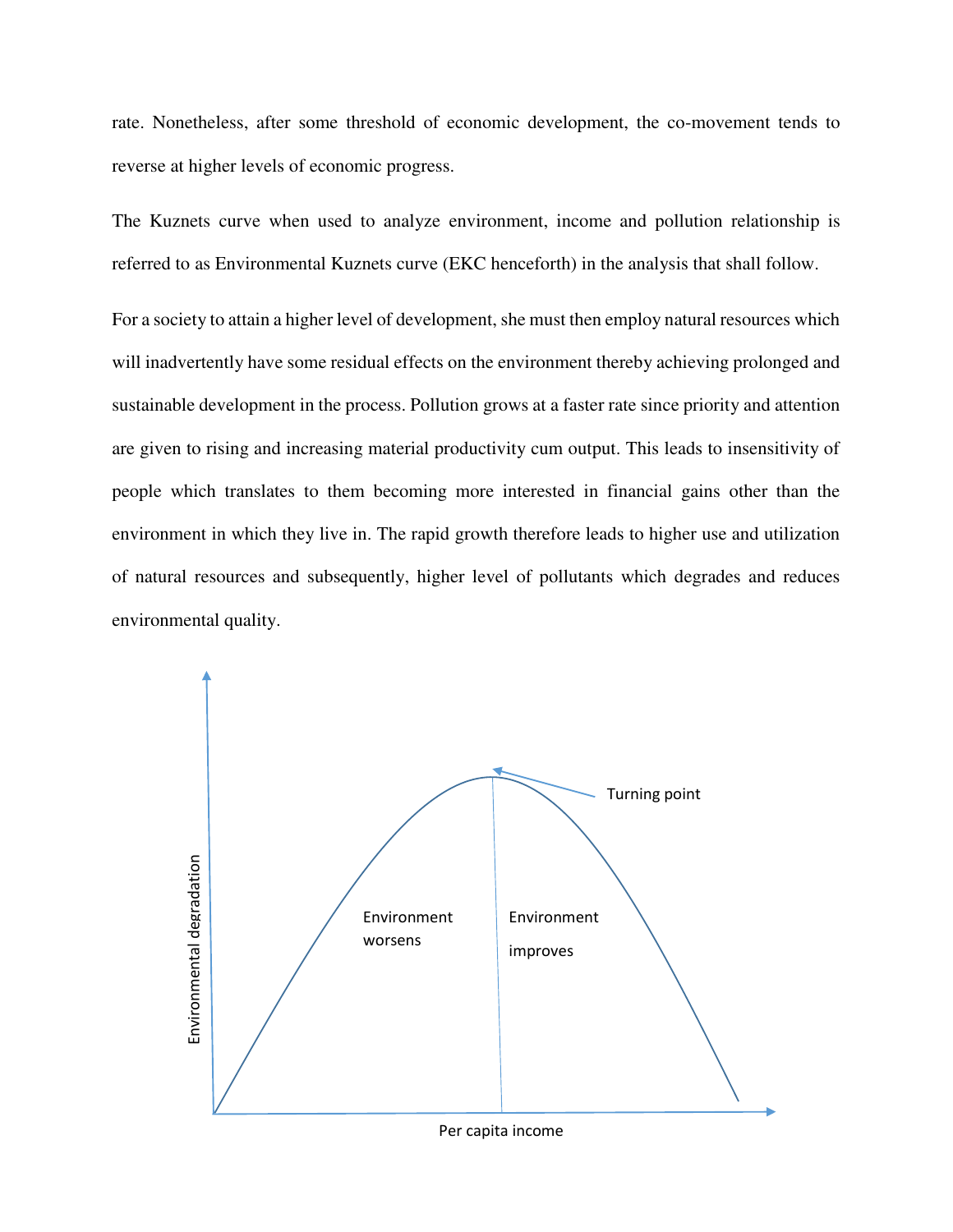rate. Nonetheless, after some threshold of economic development, the co-movement tends to reverse at higher levels of economic progress.

The Kuznets curve when used to analyze environment, income and pollution relationship is referred to as Environmental Kuznets curve (EKC henceforth) in the analysis that shall follow.

For a society to attain a higher level of development, she must then employ natural resources which will inadvertently have some residual effects on the environment thereby achieving prolonged and sustainable development in the process. Pollution grows at a faster rate since priority and attention are given to rising and increasing material productivity cum output. This leads to insensitivity of people which translates to them becoming more interested in financial gains other than the environment in which they live in. The rapid growth therefore leads to higher use and utilization of natural resources and subsequently, higher level of pollutants which degrades and reduces environmental quality.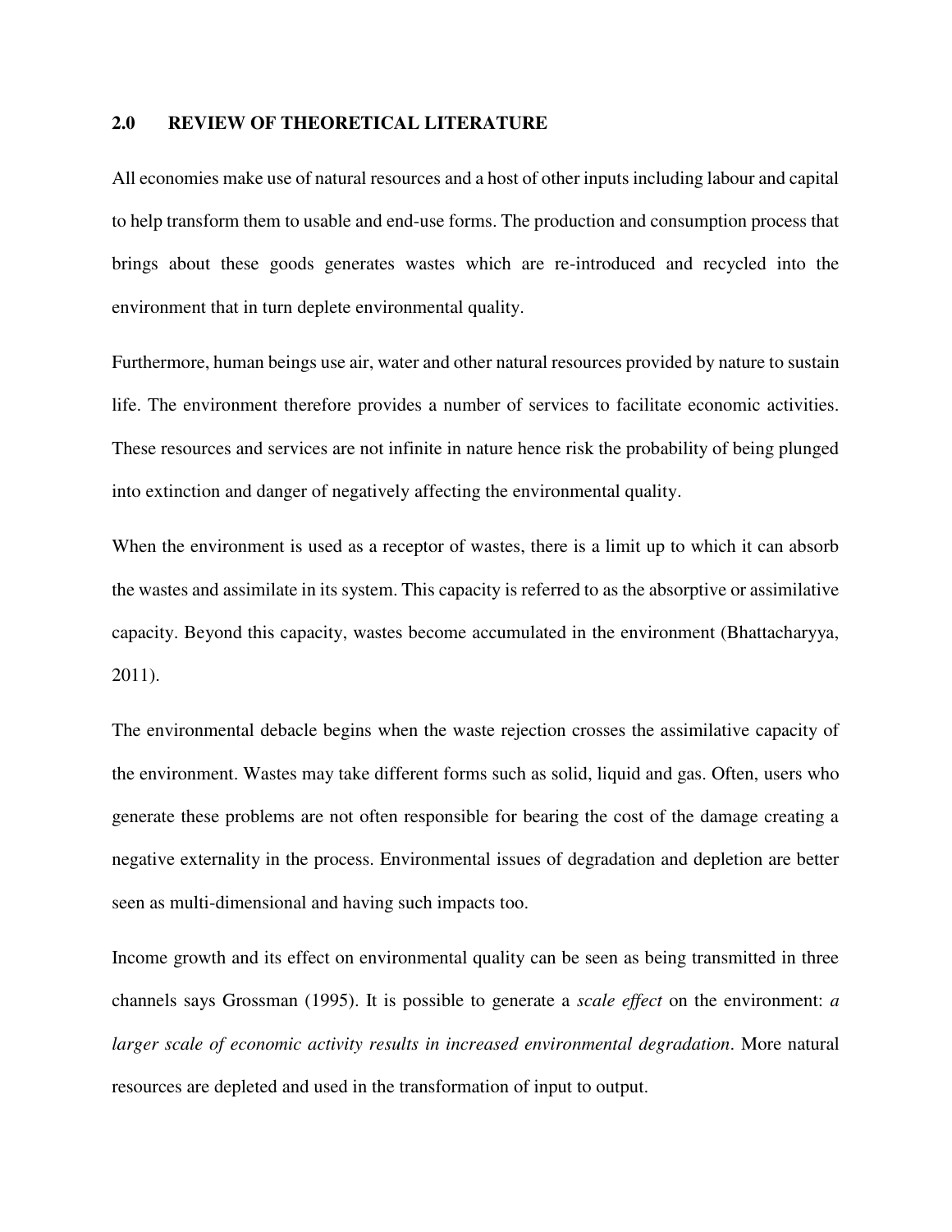## 2.0 REVIEW OF THEORETICAL LITERATURE

All economies make use of natural resources and a host of other inputs including labour and capital to help transform them to usable and end-use forms. The production and consumption process that brings about these goods generates wastes which are re-introduced and recycled into the environment that in turn deplete environmental quality.

Furthermore, human beings use air, water and other natural resources provided by nature to sustain life. The environment therefore provides a number of services to facilitate economic activities. These resources and services are not infinite in nature hence risk the probability of being plunged into extinction and danger of negatively affecting the environmental quality.

When the environment is used as a receptor of wastes, there is a limit up to which it can absorb the wastes and assimilate in its system. This capacity is referred to as the absorptive or assimilative capacity. Beyond this capacity, wastes become accumulated in the environment (Bhattacharyya, 2011).

The environmental debacle begins when the waste rejection crosses the assimilative capacity of the environment. Wastes may take different forms such as solid, liquid and gas. Often, users who generate these problems are not often responsible for bearing the cost of the damage creating a negative externality in the process. Environmental issues of degradation and depletion are better seen as multi-dimensional and having such impacts too.

Income growth and its effect on environmental quality can be seen as being transmitted in three channels says Grossman (1995). It is possible to generate a *scale effect* on the environment: *a larger scale of economic activity results in increased environmental degradation*. More natural resources are depleted and used in the transformation of input to output.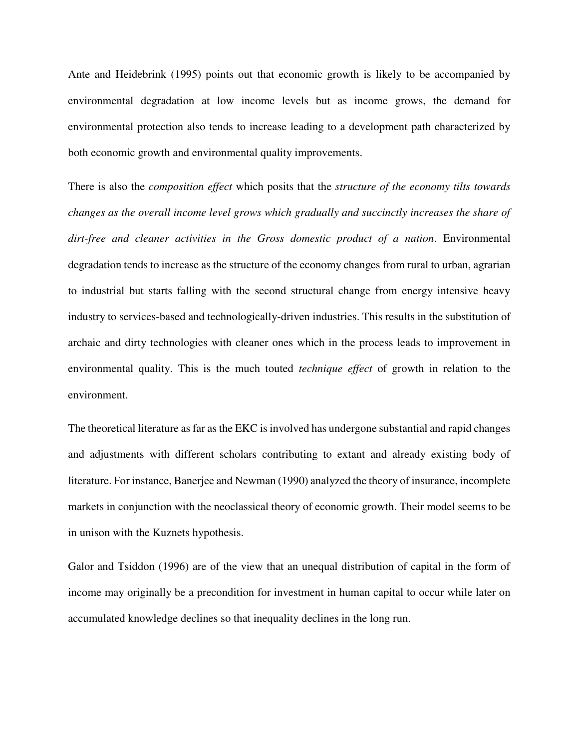Ante and Heidebrink (1995) points out that economic growth is likely to be accompanied by environmental degradation at low income levels but as income grows, the demand for environmental protection also tends to increase leading to a development path characterized by both economic growth and environmental quality improvements.

There is also the *composition effect* which posits that the *structure of the economy tilts towards changes as the overall income level grows which gradually and succinctly increases the share of dirt-free and cleaner activities in the Gross domestic product of a nation*. Environmental degradation tends to increase as the structure of the economy changes from rural to urban, agrarian to industrial but starts falling with the second structural change from energy intensive heavy industry to services-based and technologically-driven industries. This results in the substitution of archaic and dirty technologies with cleaner ones which in the process leads to improvement in environmental quality. This is the much touted *technique effect* of growth in relation to the environment.

The theoretical literature as far as the EKC is involved has undergone substantial and rapid changes and adjustments with different scholars contributing to extant and already existing body of literature. For instance, Banerjee and Newman (1990) analyzed the theory of insurance, incomplete markets in conjunction with the neoclassical theory of economic growth. Their model seems to be in unison with the Kuznets hypothesis.

Galor and Tsiddon (1996) are of the view that an unequal distribution of capital in the form of income may originally be a precondition for investment in human capital to occur while later on accumulated knowledge declines so that inequality declines in the long run.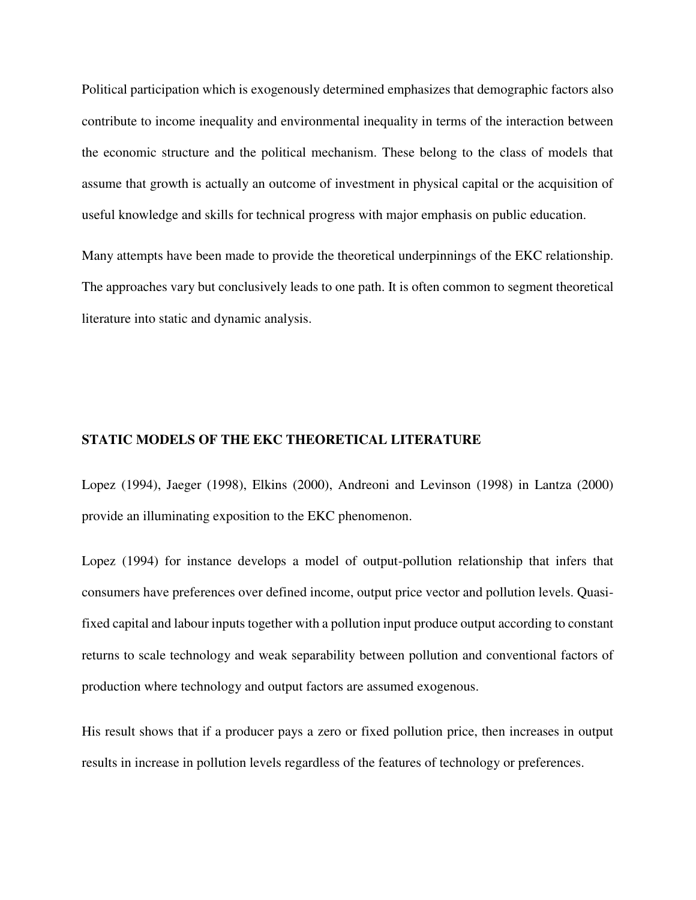Political participation which is exogenously determined emphasizes that demographic factors also contribute to income inequality and environmental inequality in terms of the interaction between the economic structure and the political mechanism. These belong to the class of models that assume that growth is actually an outcome of investment in physical capital or the acquisition of useful knowledge and skills for technical progress with major emphasis on public education.

Many attempts have been made to provide the theoretical underpinnings of the EKC relationship. The approaches vary but conclusively leads to one path. It is often common to segment theoretical literature into static and dynamic analysis.

## STATIC MODELS OF THE EKC THEORETICAL LITERATURE

Lopez (1994), Jaeger (1998), Elkins (2000), Andreoni and Levinson (1998) in Lantza (2000) provide an illuminating exposition to the EKC phenomenon.

Lopez (1994) for instance develops a model of output-pollution relationship that infers that consumers have preferences over defined income, output price vector and pollution levels. Quasi-fixed capital and labour inputs together with a pollution input produce output according to constant returns to scale technology and weak separability between pollution and conventional factors of production where technology and output factors are assumed exogenous.

His result shows that if a producer pays a zero or fixed pollution price, then increases in output results in increase in pollution levels regardless of the features of technology or preferences.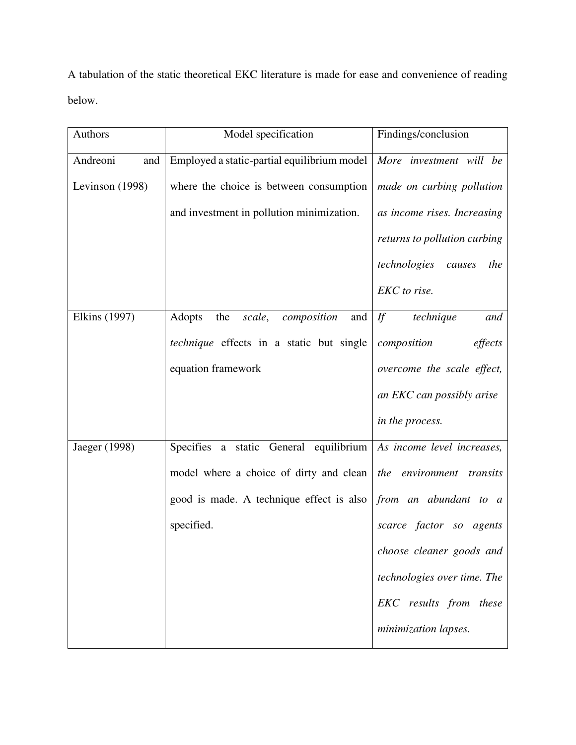A tabulation of the static theoretical EKC literature is made for ease and convenience of reading below.

| Authors | Model specification | Findings/conclusion |
| --- | --- | --- |
| Andreoni and Levinson (1998) | Employed a static-partial equilibrium model where the choice is between consumption and investment in pollution minimization. | *More investment will be made on curbing pollution as income rises. Increasing returns to pollution curbing technologies causes the EKC to rise.* |
| Elkins (1997) | Adopts the *scale*, *composition* and *technique* effects in a static but single equation framework | *If technique and composition effects overcome the scale effect, an EKC can possibly arise in the process.* |
| Jaeger (1998) | Specifies a static General equilibrium model where a choice of dirty and clean good is made. A technique effect is also specified. | *As income level increases, the environment transits from an abundant to a scarce factor so agents choose cleaner goods and technologies over time. The EKC results from these minimization lapses.* |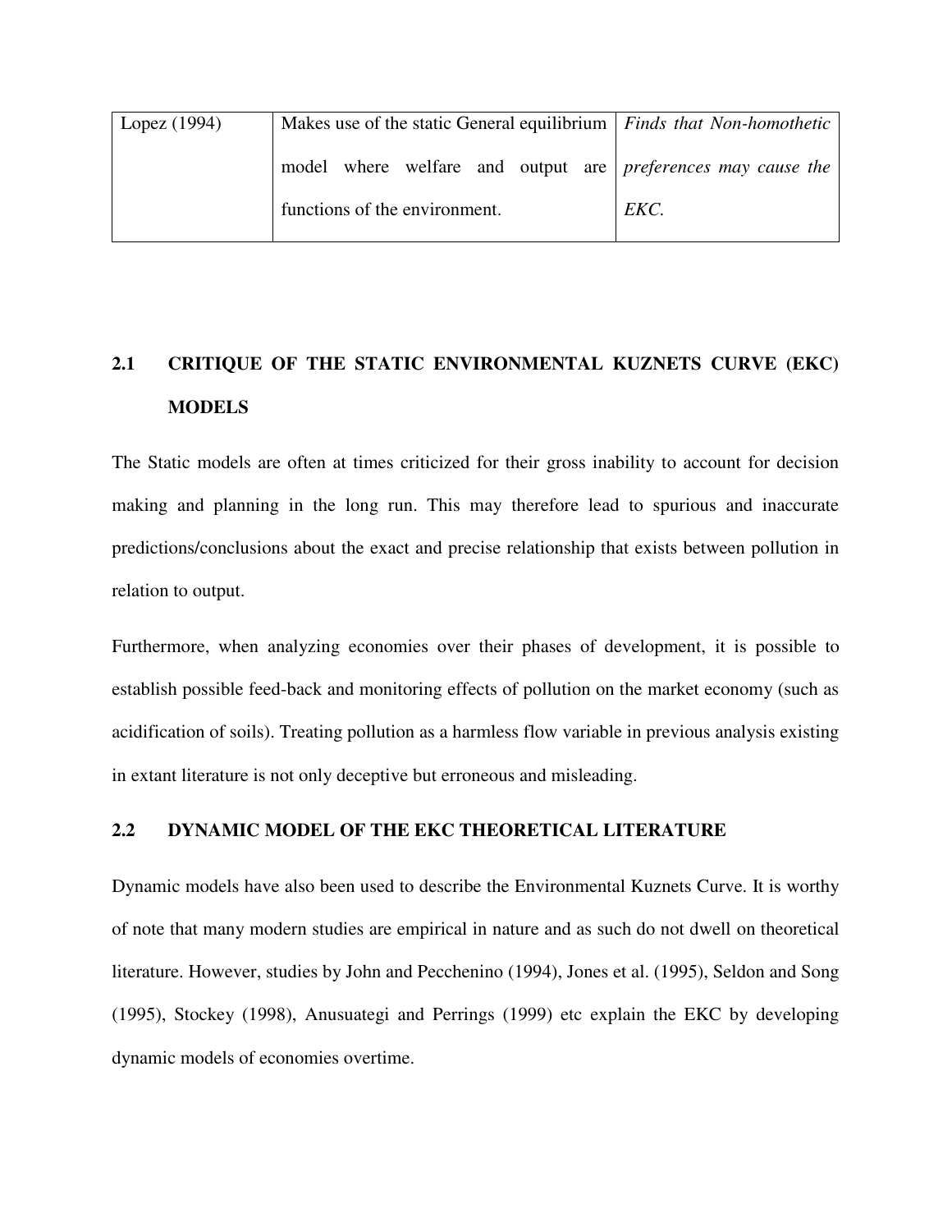| Lopez (1994) | Makes use of the static General equilibrium model where welfare and output are functions of the environment. | *Finds that Non-homothetic preferences may cause the EKC.* |
|---|---|---|

## 2.1 CRITIQUE OF THE STATIC ENVIRONMENTAL KUZNETS CURVE (EKC) MODELS

The Static models are often at times criticized for their gross inability to account for decision making and planning in the long run. This may therefore lead to spurious and inaccurate predictions/conclusions about the exact and precise relationship that exists between pollution in relation to output.

Furthermore, when analyzing economies over their phases of development, it is possible to establish possible feed-back and monitoring effects of pollution on the market economy (such as acidification of soils). Treating pollution as a harmless flow variable in previous analysis existing in extant literature is not only deceptive but erroneous and misleading.

## 2.2 DYNAMIC MODEL OF THE EKC THEORETICAL LITERATURE

Dynamic models have also been used to describe the Environmental Kuznets Curve. It is worthy of note that many modern studies are empirical in nature and as such do not dwell on theoretical literature. However, studies by John and Pecchenino (1994), Jones et al. (1995), Seldon and Song (1995), Stockey (1998), Anusuategi and Perrings (1999) etc explain the EKC by developing dynamic models of economies overtime.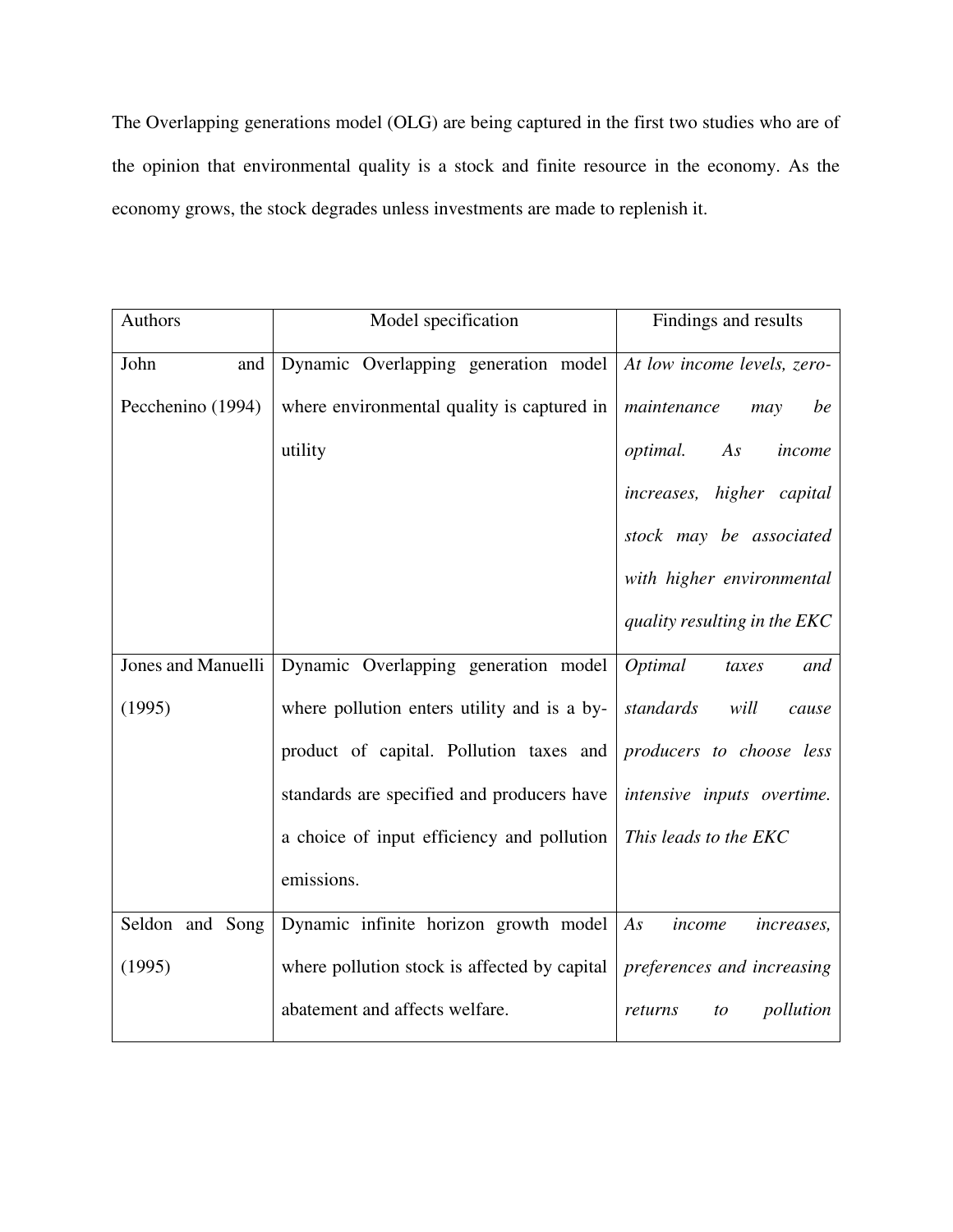The Overlapping generations model (OLG) are being captured in the first two studies who are of the opinion that environmental quality is a stock and finite resource in the economy. As the economy grows, the stock degrades unless investments are made to replenish it.

| Authors | Model specification | Findings and results |
| --- | --- | --- |
| John and Pecchenino (1994) | Dynamic Overlapping generation model where environmental quality is captured in utility | *At low income levels, zero-maintenance may be optimal. As income increases, higher capital stock may be associated with higher environmental quality resulting in the EKC* |
| Jones and Manuelli (1995) | Dynamic Overlapping generation model where pollution enters utility and is a by-product of capital. Pollution taxes and standards are specified and producers have a choice of input efficiency and pollution emissions. | *Optimal taxes and standards will cause producers to choose less intensive inputs overtime. This leads to the EKC* |
| Seldon and Song (1995) | Dynamic infinite horizon growth model where pollution stock is affected by capital abatement and affects welfare. | *As income increases, preferences and increasing returns to pollution* |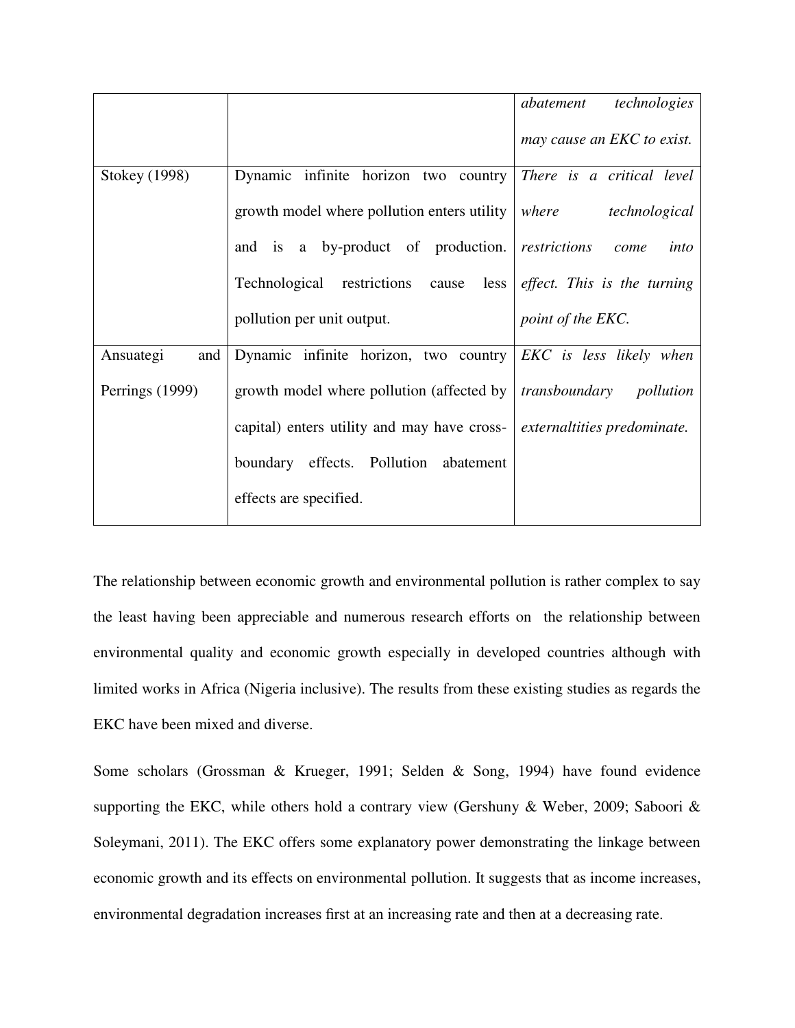| | | |
|---|---|---|
| | | *abatement technologies may cause an EKC to exist.* |
| Stokey (1998) | Dynamic infinite horizon two country growth model where pollution enters utility and is a by-product of production. Technological restrictions cause less pollution per unit output. | *There is a critical level where technological restrictions come into effect. This is the turning point of the EKC.* |
| Ansuategi and Perrings (1999) | Dynamic infinite horizon, two country growth model where pollution (affected by capital) enters utility and may have cross-boundary effects. Pollution abatement effects are specified. | *EKC is less likely when transboundary pollution externaltities predominate.* |

The relationship between economic growth and environmental pollution is rather complex to say the least having been appreciable and numerous research efforts on the relationship between environmental quality and economic growth especially in developed countries although with limited works in Africa (Nigeria inclusive). The results from these existing studies as regards the EKC have been mixed and diverse.

Some scholars (Grossman & Krueger, 1991; Selden & Song, 1994) have found evidence supporting the EKC, while others hold a contrary view (Gershuny & Weber, 2009; Saboori & Soleymani, 2011). The EKC offers some explanatory power demonstrating the linkage between economic growth and its effects on environmental pollution. It suggests that as income increases, environmental degradation increases first at an increasing rate and then at a decreasing rate.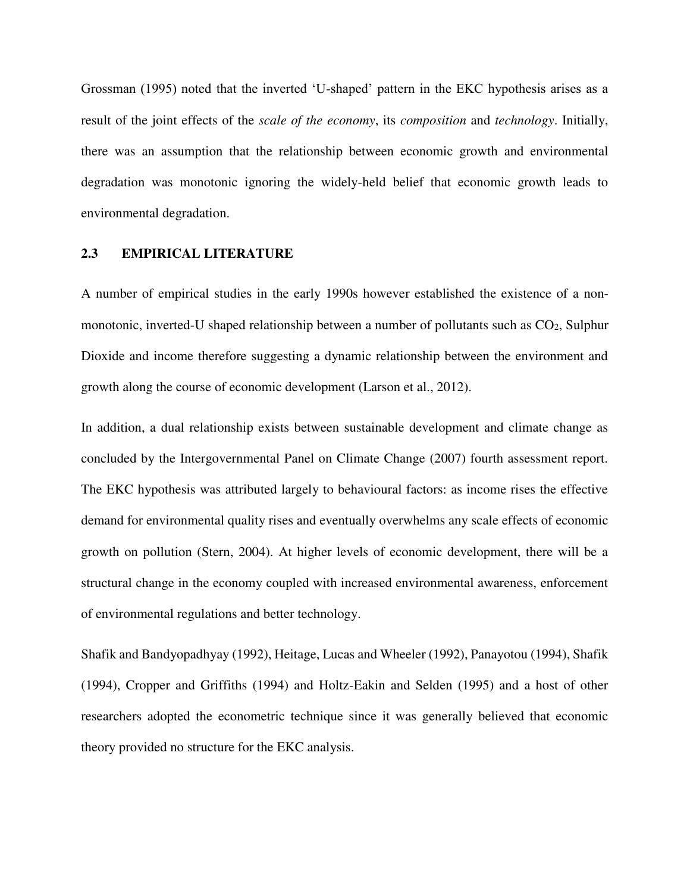Grossman (1995) noted that the inverted 'U-shaped' pattern in the EKC hypothesis arises as a result of the joint effects of the *scale of the economy*, its *composition* and *technology*. Initially, there was an assumption that the relationship between economic growth and environmental degradation was monotonic ignoring the widely-held belief that economic growth leads to environmental degradation.

## 2.3 EMPIRICAL LITERATURE

A number of empirical studies in the early 1990s however established the existence of a non-monotonic, inverted-U shaped relationship between a number of pollutants such as $CO_2$, Sulphur Dioxide and income therefore suggesting a dynamic relationship between the environment and growth along the course of economic development (Larson et al., 2012).

In addition, a dual relationship exists between sustainable development and climate change as concluded by the Intergovernmental Panel on Climate Change (2007) fourth assessment report. The EKC hypothesis was attributed largely to behavioural factors: as income rises the effective demand for environmental quality rises and eventually overwhelms any scale effects of economic growth on pollution (Stern, 2004). At higher levels of economic development, there will be a structural change in the economy coupled with increased environmental awareness, enforcement of environmental regulations and better technology.

Shafik and Bandyopadhyay (1992), Heitage, Lucas and Wheeler (1992), Panayotou (1994), Shafik (1994), Cropper and Griffiths (1994) and Holtz-Eakin and Selden (1995) and a host of other researchers adopted the econometric technique since it was generally believed that economic theory provided no structure for the EKC analysis.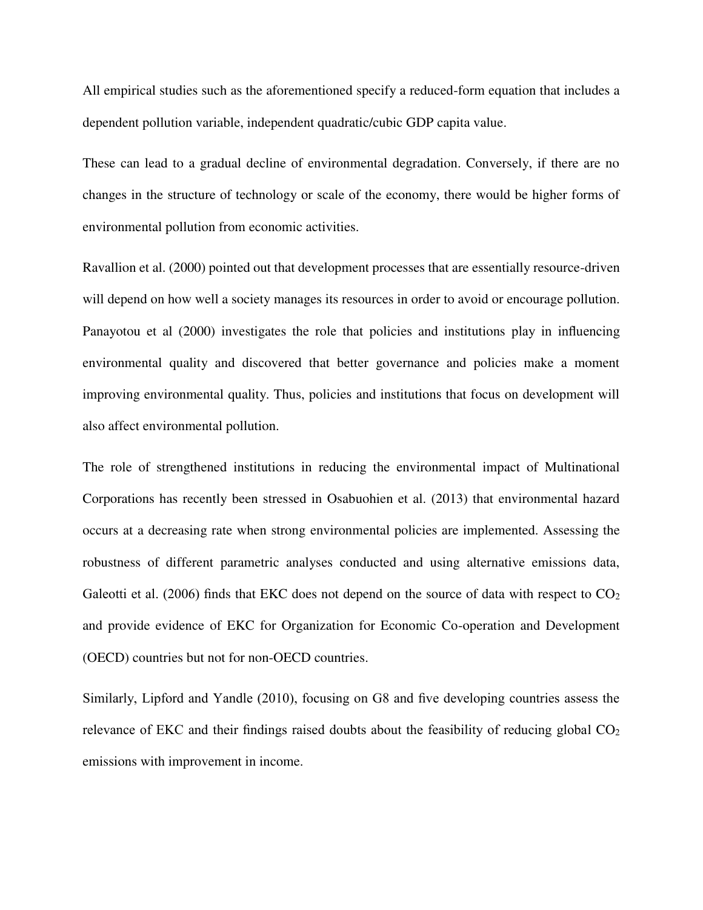All empirical studies such as the aforementioned specify a reduced-form equation that includes a dependent pollution variable, independent quadratic/cubic GDP capita value.

These can lead to a gradual decline of environmental degradation. Conversely, if there are no changes in the structure of technology or scale of the economy, there would be higher forms of environmental pollution from economic activities.

Ravallion et al. (2000) pointed out that development processes that are essentially resource-driven will depend on how well a society manages its resources in order to avoid or encourage pollution. Panayotou et al (2000) investigates the role that policies and institutions play in influencing environmental quality and discovered that better governance and policies make a moment improving environmental quality. Thus, policies and institutions that focus on development will also affect environmental pollution.

The role of strengthened institutions in reducing the environmental impact of Multinational Corporations has recently been stressed in Osabuohien et al. (2013) that environmental hazard occurs at a decreasing rate when strong environmental policies are implemented. Assessing the robustness of different parametric analyses conducted and using alternative emissions data, Galeotti et al. (2006) finds that EKC does not depend on the source of data with respect to $CO_2$ and provide evidence of EKC for Organization for Economic Co-operation and Development (OECD) countries but not for non-OECD countries.

Similarly, Lipford and Yandle (2010), focusing on G8 and five developing countries assess the relevance of EKC and their findings raised doubts about the feasibility of reducing global $CO_2$ emissions with improvement in income.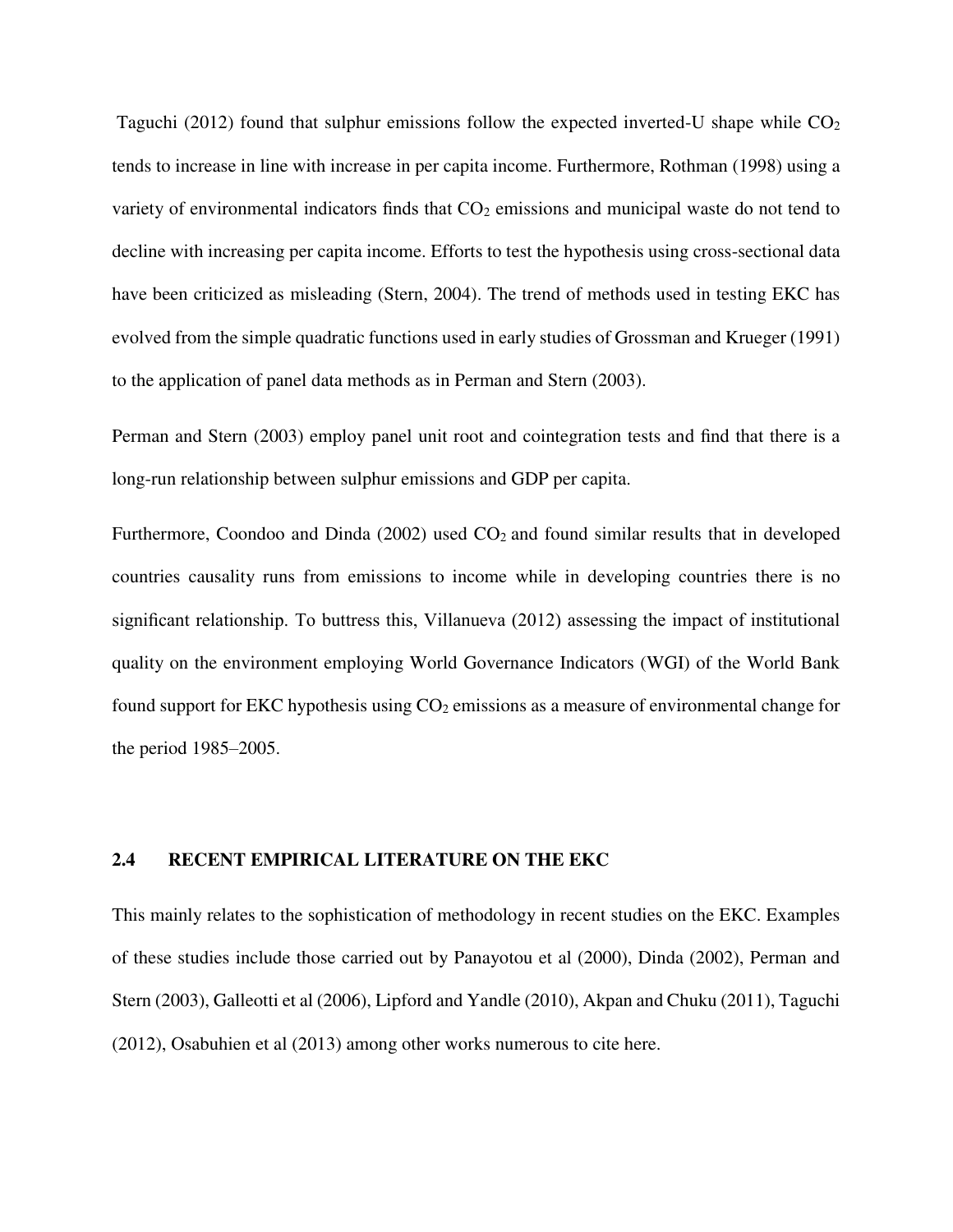Taguchi (2012) found that sulphur emissions follow the expected inverted-U shape while $CO_2$ tends to increase in line with increase in per capita income. Furthermore, Rothman (1998) using a variety of environmental indicators finds that $CO_2$ emissions and municipal waste do not tend to decline with increasing per capita income. Efforts to test the hypothesis using cross-sectional data have been criticized as misleading (Stern, 2004). The trend of methods used in testing EKC has evolved from the simple quadratic functions used in early studies of Grossman and Krueger (1991) to the application of panel data methods as in Perman and Stern (2003).

Perman and Stern (2003) employ panel unit root and cointegration tests and find that there is a long-run relationship between sulphur emissions and GDP per capita.

Furthermore, Coondoo and Dinda (2002) used $CO_2$ and found similar results that in developed countries causality runs from emissions to income while in developing countries there is no significant relationship. To buttress this, Villanueva (2012) assessing the impact of institutional quality on the environment employing World Governance Indicators (WGI) of the World Bank found support for EKC hypothesis using $CO_2$ emissions as a measure of environmental change for the period 1985–2005.

## 2.4 RECENT EMPIRICAL LITERATURE ON THE EKC

This mainly relates to the sophistication of methodology in recent studies on the EKC. Examples of these studies include those carried out by Panayotou et al (2000), Dinda (2002), Perman and Stern (2003), Galleotti et al (2006), Lipford and Yandle (2010), Akpan and Chuku (2011), Taguchi (2012), Osabuhien et al (2013) among other works numerous to cite here.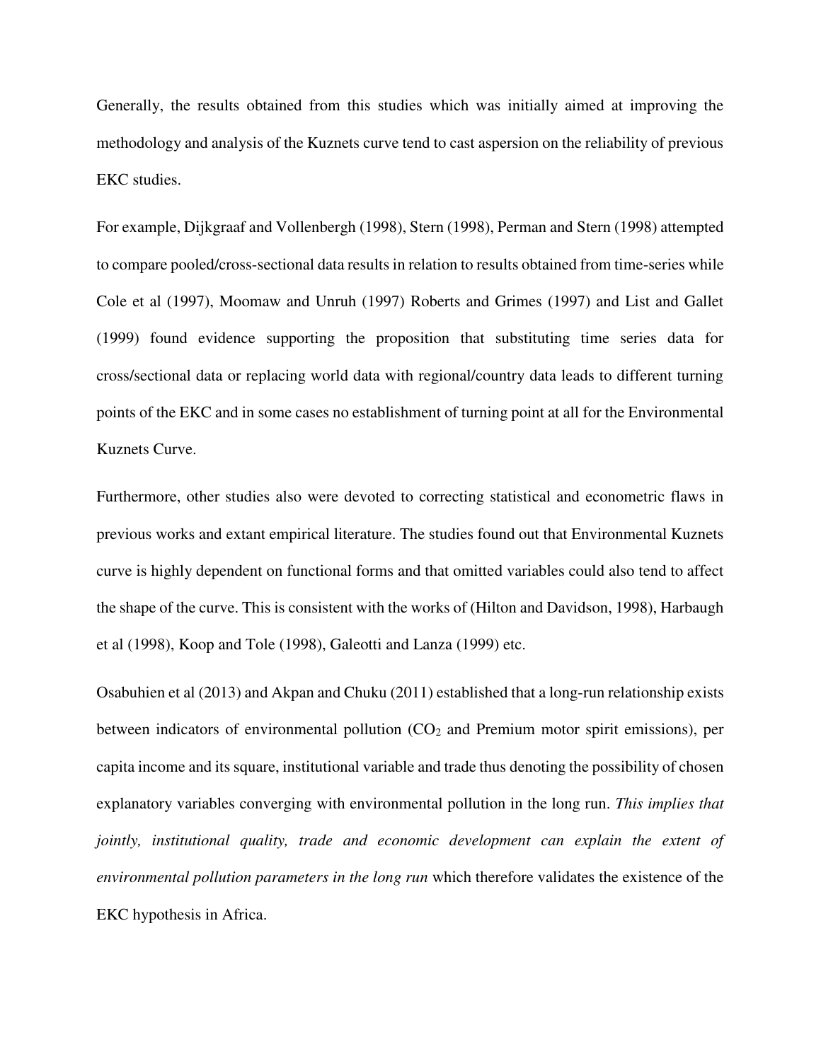Generally, the results obtained from this studies which was initially aimed at improving the methodology and analysis of the Kuznets curve tend to cast aspersion on the reliability of previous EKC studies.

For example, Dijkgraaf and Vollenbergh (1998), Stern (1998), Perman and Stern (1998) attempted to compare pooled/cross-sectional data results in relation to results obtained from time-series while Cole et al (1997), Moomaw and Unruh (1997) Roberts and Grimes (1997) and List and Gallet (1999) found evidence supporting the proposition that substituting time series data for cross/sectional data or replacing world data with regional/country data leads to different turning points of the EKC and in some cases no establishment of turning point at all for the Environmental Kuznets Curve.

Furthermore, other studies also were devoted to correcting statistical and econometric flaws in previous works and extant empirical literature. The studies found out that Environmental Kuznets curve is highly dependent on functional forms and that omitted variables could also tend to affect the shape of the curve. This is consistent with the works of (Hilton and Davidson, 1998), Harbaugh et al (1998), Koop and Tole (1998), Galeotti and Lanza (1999) etc.

Osabuhien et al (2013) and Akpan and Chuku (2011) established that a long-run relationship exists between indicators of environmental pollution ($CO_2$ and Premium motor spirit emissions), per capita income and its square, institutional variable and trade thus denoting the possibility of chosen explanatory variables converging with environmental pollution in the long run. *This implies that jointly, institutional quality, trade and economic development can explain the extent of environmental pollution parameters in the long run* which therefore validates the existence of the EKC hypothesis in Africa.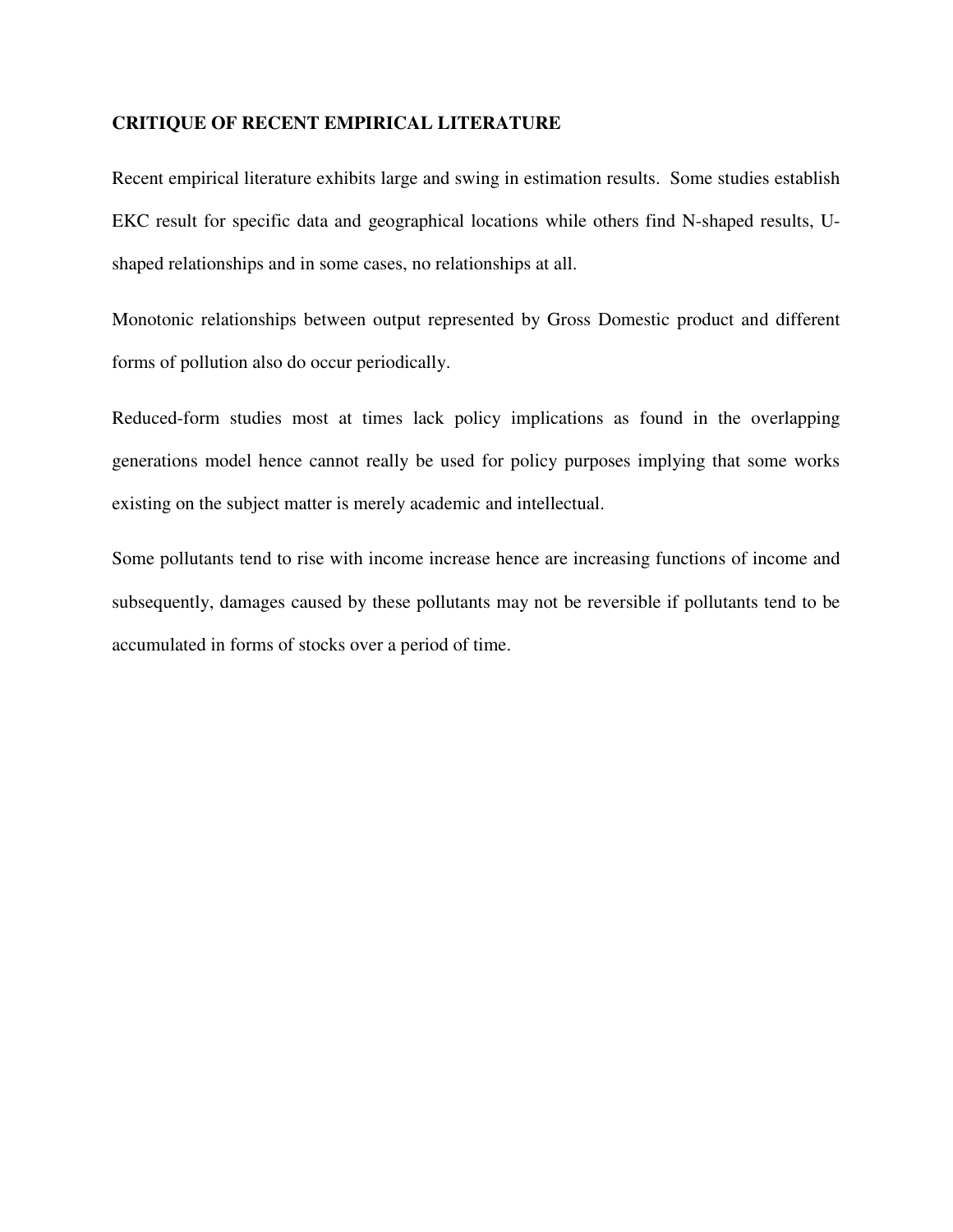## CRITIQUE OF RECENT EMPIRICAL LITERATURE

Recent empirical literature exhibits large and swing in estimation results. Some studies establish EKC result for specific data and geographical locations while others find N-shaped results, U-shaped relationships and in some cases, no relationships at all.

Monotonic relationships between output represented by Gross Domestic product and different forms of pollution also do occur periodically.

Reduced-form studies most at times lack policy implications as found in the overlapping generations model hence cannot really be used for policy purposes implying that some works existing on the subject matter is merely academic and intellectual.

Some pollutants tend to rise with income increase hence are increasing functions of income and subsequently, damages caused by these pollutants may not be reversible if pollutants tend to be accumulated in forms of stocks over a period of time.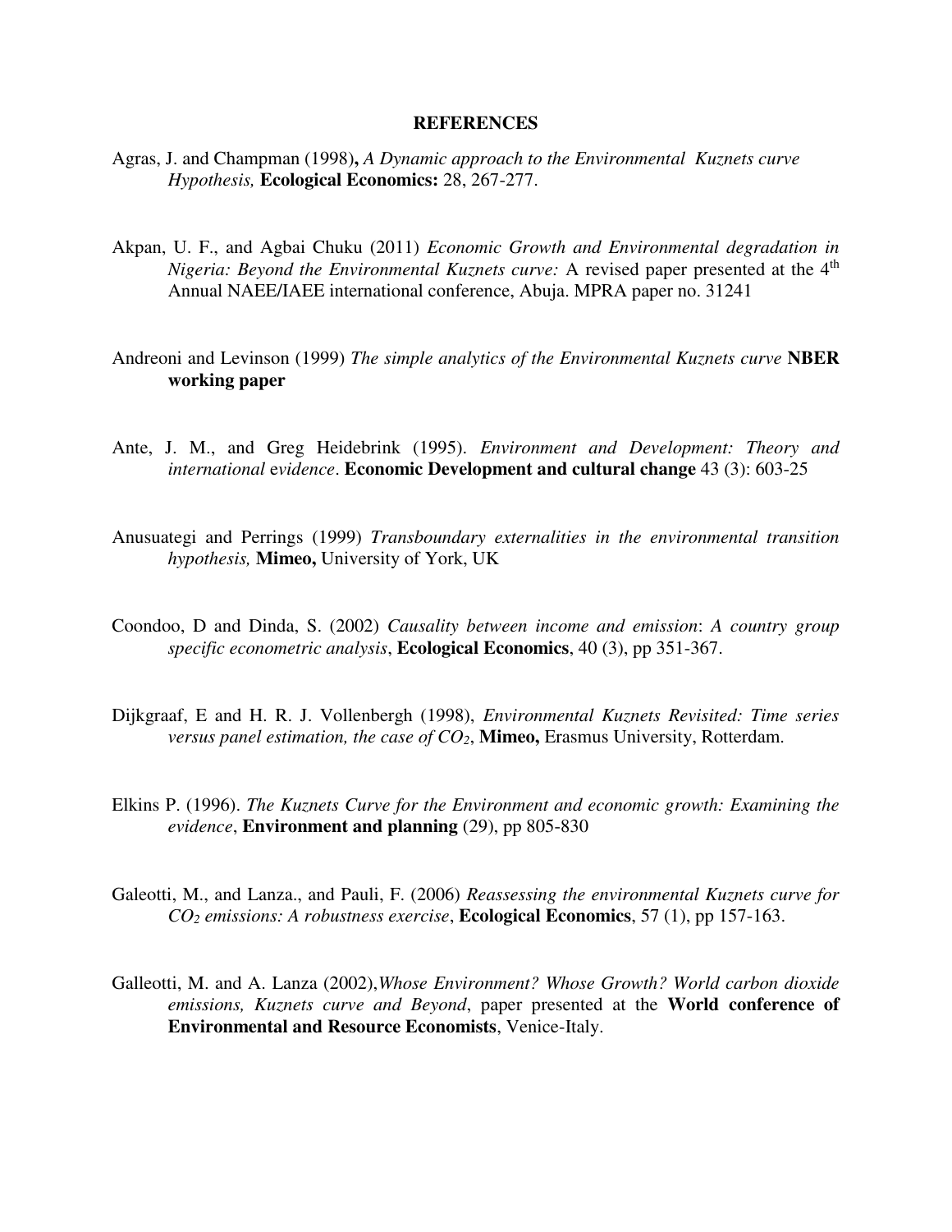**REFERENCES**

Agras, J. and Champman (1998)**,** *A Dynamic approach to the Environmental Kuznets curve Hypothesis,* **Ecological Economics:** 28, 267-277.

Akpan, U. F., and Agbai Chuku (2011) *Economic Growth and Environmental degradation in Nigeria: Beyond the Environmental Kuznets curve:* A revised paper presented at the 4th Annual NAEE/IAEE international conference, Abuja. MPRA paper no. 31241

Andreoni and Levinson (1999) *The simple analytics of the Environmental Kuznets curve* **NBER working paper**

Ante, J. M., and Greg Heidebrink (1995). *Environment and Development: Theory and international evidence*. **Economic Development and cultural change** 43 (3): 603-25

Anusuategi and Perrings (1999) *Transboundary externalities in the environmental transition hypothesis,* **Mimeo,** University of York, UK

Coondoo, D and Dinda, S. (2002) *Causality between income and emission*: *A country group specific econometric analysis*, **Ecological Economics**, 40 (3), pp 351-367.

Dijkgraaf, E and H. R. J. Vollenbergh (1998), *Environmental Kuznets Revisited: Time series versus panel estimation, the case of* $CO_2$, **Mimeo,** Erasmus University, Rotterdam.

Elkins P. (1996). *The Kuznets Curve for the Environment and economic growth: Examining the evidence*, **Environment and planning** (29), pp 805-830

Galeotti, M., and Lanza., and Pauli, F. (2006) *Reassessing the environmental Kuznets curve for* $CO_2$ *emissions: A robustness exercise*, **Ecological Economics**, 57 (1), pp 157-163.

Galleotti, M. and A. Lanza (2002),*Whose Environment? Whose Growth? World carbon dioxide emissions, Kuznets curve and Beyond*, paper presented at the **World conference of Environmental and Resource Economists**, Venice-Italy.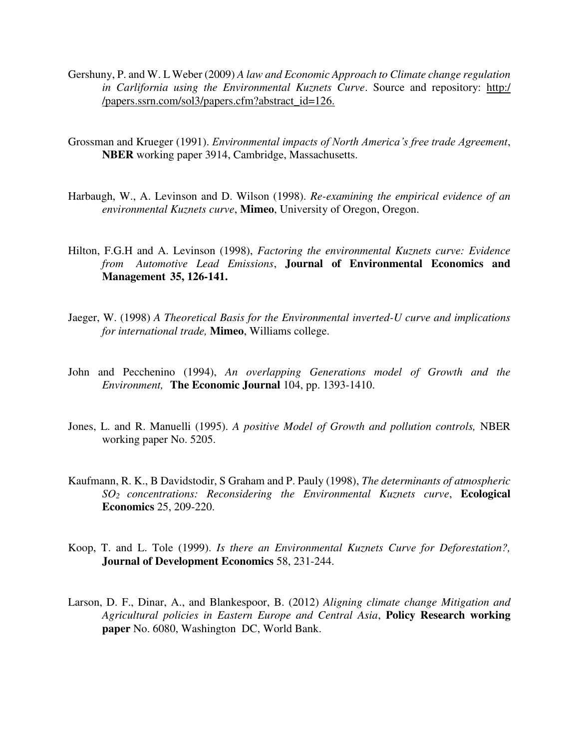Gershuny, P. and W. L Weber (2009) *A law and Economic Approach to Climate change regulation in Carlifornia using the Environmental Kuznets Curve*. Source and repository: http://papers.ssrn.com/sol3/papers.cfm?abstract_id=126.

Grossman and Krueger (1991). *Environmental impacts of North America's free trade Agreement*, **NBER** working paper 3914, Cambridge, Massachusetts.

Harbaugh, W., A. Levinson and D. Wilson (1998). *Re-examining the empirical evidence of an environmental Kuznets curve*, **Mimeo**, University of Oregon, Oregon.

Hilton, F.G.H and A. Levinson (1998), *Factoring the environmental Kuznets curve: Evidence from Automotive Lead Emissions*, **Journal of Environmental Economics and Management 35, 126-141.**

Jaeger, W. (1998) *A Theoretical Basis for the Environmental inverted-U curve and implications for international trade,* **Mimeo**, Williams college.

John and Pecchenino (1994), *An overlapping Generations model of Growth and the Environment,* **The Economic Journal** 104, pp. 1393-1410.

Jones, L. and R. Manuelli (1995). *A positive Model of Growth and pollution controls,* NBER working paper No. 5205.

Kaufmann, R. K., B Davidstodir, S Graham and P. Pauly (1998), *The determinants of atmospheric $SO_2$ concentrations: Reconsidering the Environmental Kuznets curve*, **Ecological Economics** 25, 209-220.

Koop, T. and L. Tole (1999). *Is there an Environmental Kuznets Curve for Deforestation?,* **Journal of Development Economics** 58, 231-244.

Larson, D. F., Dinar, A., and Blankespoor, B. (2012) *Aligning climate change Mitigation and Agricultural policies in Eastern Europe and Central Asia*, **Policy Research working paper** No. 6080, Washington DC, World Bank.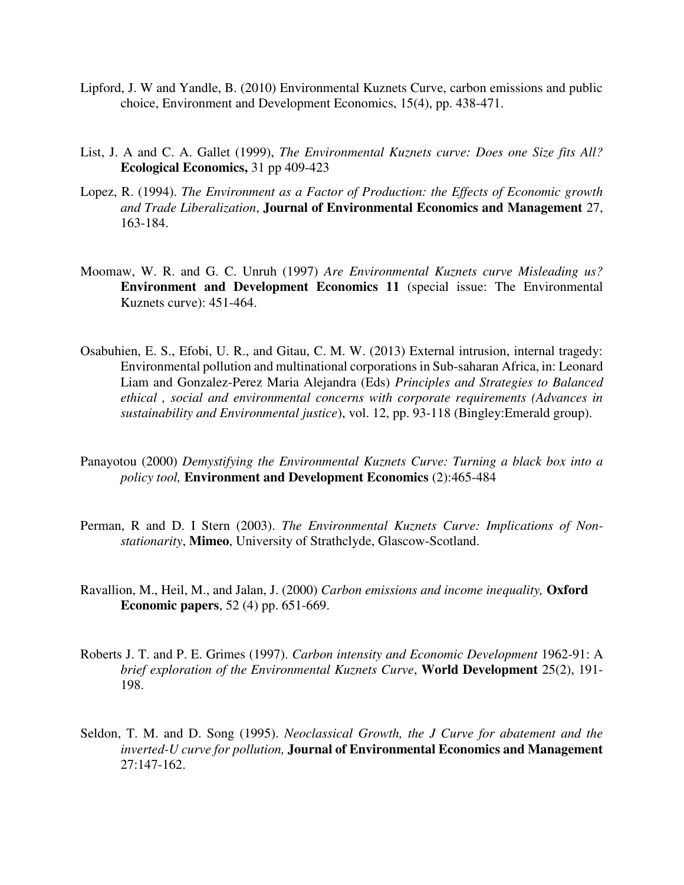Lipford, J. W and Yandle, B. (2010) Environmental Kuznets Curve, carbon emissions and public choice, Environment and Development Economics, 15(4), pp. 438-471.

List, J. A and C. A. Gallet (1999), *The Environmental Kuznets curve: Does one Size fits All?* **Ecological Economics,** 31 pp 409-423

Lopez, R. (1994). *The Environment as a Factor of Production: the Effects of Economic growth and Trade Liberalization*, **Journal of Environmental Economics and Management** 27, 163-184.

Moomaw, W. R. and G. C. Unruh (1997) *Are Environmental Kuznets curve Misleading us?* **Environment and Development Economics 11** (special issue: The Environmental Kuznets curve): 451-464.

Osabuhien, E. S., Efobi, U. R., and Gitau, C. M. W. (2013) External intrusion, internal tragedy: Environmental pollution and multinational corporations in Sub-saharan Africa, in: Leonard Liam and Gonzalez-Perez Maria Alejandra (Eds) *Principles and Strategies to Balanced ethical , social and environmental concerns with corporate requirements (Advances in sustainability and Environmental justice*), vol. 12, pp. 93-118 (Bingley:Emerald group).

Panayotou (2000) *Demystifying the Environmental Kuznets Curve: Turning a black box into a policy tool,* **Environment and Development Economics** (2):465-484

Perman, R and D. I Stern (2003). *The Environmental Kuznets Curve: Implications of Non-stationarity*, **Mimeo**, University of Strathclyde, Glascow-Scotland.

Ravallion, M., Heil, M., and Jalan, J. (2000) *Carbon emissions and income inequality,* **Oxford Economic papers**, 52 (4) pp. 651-669.

Roberts J. T. and P. E. Grimes (1997). *Carbon intensity and Economic Development* 1962-91: A *brief exploration of the Environmental Kuznets Curve*, **World Development** 25(2), 191-198.

Seldon, T. M. and D. Song (1995). *Neoclassical Growth, the J Curve for abatement and the inverted-U curve for pollution,* **Journal of Environmental Economics and Management** 27:147-162.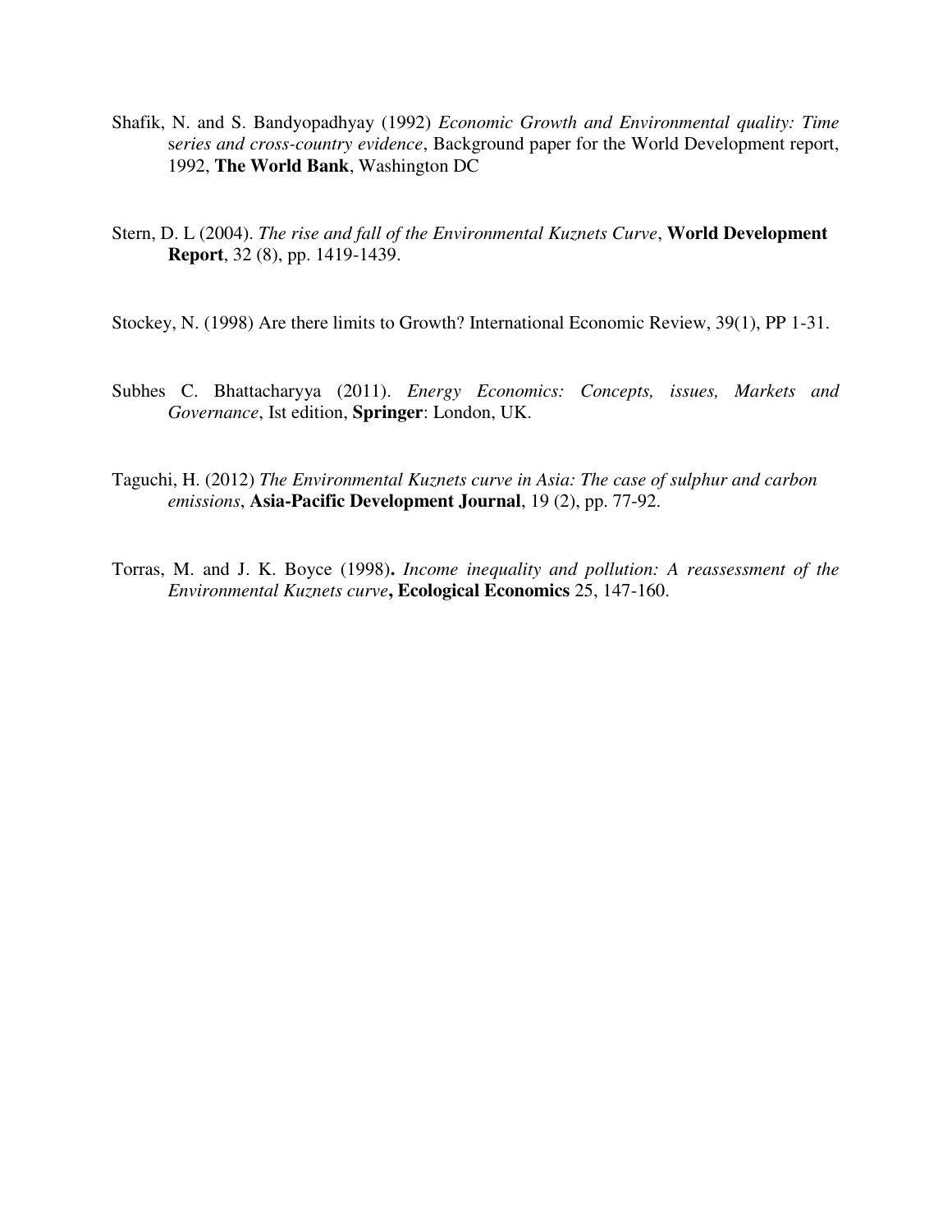Shafik, N. and S. Bandyopadhyay (1992) *Economic Growth and Environmental quality: Time series and cross-country evidence*, Background paper for the World Development report, 1992, **The World Bank**, Washington DC

Stern, D. L (2004). *The rise and fall of the Environmental Kuznets Curve*, **World Development Report**, 32 (8), pp. 1419-1439.

Stockey, N. (1998) Are there limits to Growth? International Economic Review, 39(1), PP 1-31.

Subhes C. Bhattacharyya (2011). *Energy Economics: Concepts, issues, Markets and Governance*, Ist edition, **Springer**: London, UK.

Taguchi, H. (2012) *The Environmental Kuznets curve in Asia: The case of sulphur and carbon emissions*, **Asia-Pacific Development Journal**, 19 (2), pp. 77-92.

Torras, M. and J. K. Boyce (1998)**.** *Income inequality and pollution: A reassessment of the Environmental Kuznets curve***, Ecological Economics** 25, 147-160.